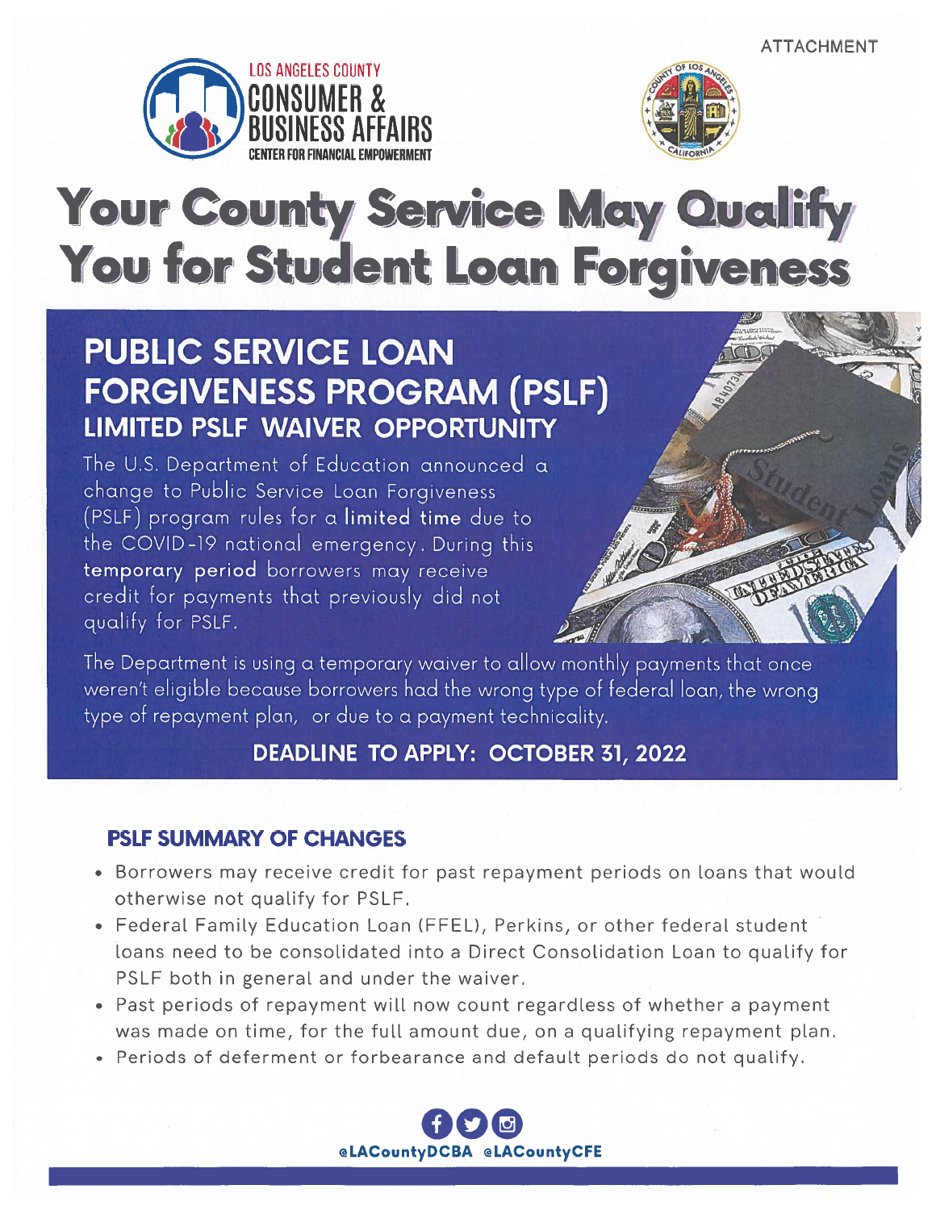ATTACHMENT

LOS ANGELES COUNTY
CONSUMER & BUSINESS AFFAIRS
CENTER FOR FINANCIAL EMPOWERMENT

# Your County Service May Qualify You for Student Loan Forgiveness

## PUBLIC SERVICE LOAN FORGIVENESS PROGRAM (PSLF)

### LIMITED PSLF WAIVER OPPORTUNITY

The U.S. Department of Education announced a change to Public Service Loan Forgiveness (PSLF) program rules for a **limited time** due to the COVID-19 national emergency. During this **temporary period** borrowers may receive credit for payments that previously did not qualify for PSLF.

The Department is using a temporary waiver to allow monthly payments that once weren't eligible because borrowers had the wrong type of federal loan, the wrong type of repayment plan, or due to a payment technicality.

**DEADLINE TO APPLY: OCTOBER 31, 2022**

### PSLF SUMMARY OF CHANGES

- Borrowers may receive credit for past repayment periods on loans that would otherwise not qualify for PSLF.
- Federal Family Education Loan (FFEL), Perkins, or other federal student loans need to be consolidated into a Direct Consolidation Loan to qualify for PSLF both in general and under the waiver.
- Past periods of repayment will now count regardless of whether a payment was made on time, for the full amount due, on a qualifying repayment plan.
- Periods of deferment or forbearance and default periods do not qualify.

@LACountyDCBA @LACountyCFE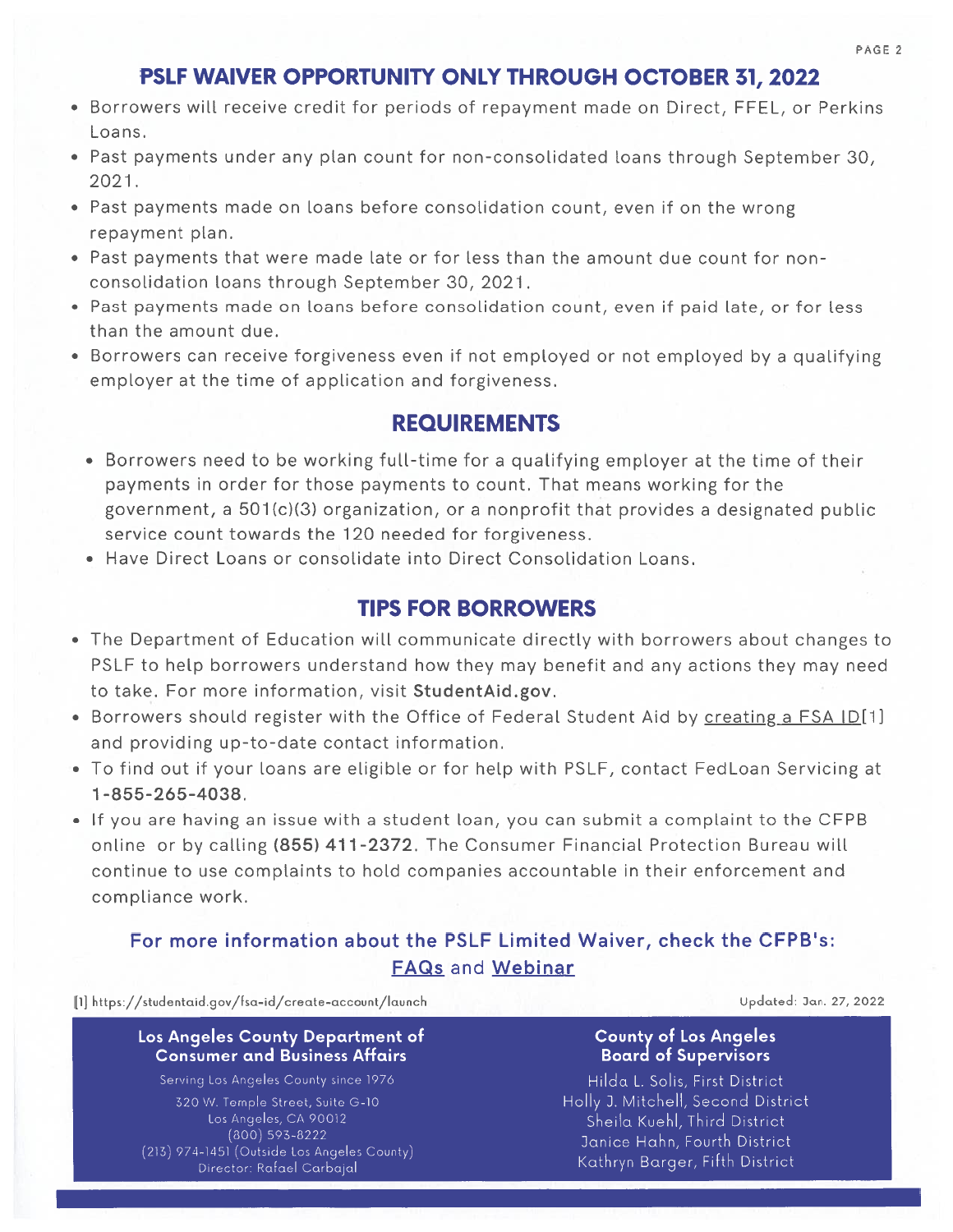## PSLF WAIVER OPPORTUNITY ONLY THROUGH OCTOBER 31, 2022

- Borrowers will receive credit for periods of repayment made on Direct, FFEL, or Perkins Loans.
- Past payments under any plan count for non-consolidated loans through September 30, 2021.
- Past payments made on loans before consolidation count, even if on the wrong repayment plan.
- Past payments that were made late or for less than the amount due count for non-consolidation loans through September 30, 2021.
- Past payments made on loans before consolidation count, even if paid late, or for less than the amount due.
- Borrowers can receive forgiveness even if not employed or not employed by a qualifying employer at the time of application and forgiveness.

## REQUIREMENTS

- Borrowers need to be working full-time for a qualifying employer at the time of their payments in order for those payments to count. That means working for the government, a 501(c)(3) organization, or a nonprofit that provides a designated public service count towards the 120 needed for forgiveness.
- Have Direct Loans or consolidate into Direct Consolidation Loans.

## TIPS FOR BORROWERS

- The Department of Education will communicate directly with borrowers about changes to PSLF to help borrowers understand how they may benefit and any actions they may need to take. For more information, visit **StudentAid.gov**.
- Borrowers should register with the Office of Federal Student Aid by creating a FSA ID[1] and providing up-to-date contact information.
- To find out if your loans are eligible or for help with PSLF, contact FedLoan Servicing at **1-855-265-4038**.
- If you are having an issue with a student loan, you can submit a complaint to the CFPB online or by calling **(855) 411-2372**. The Consumer Financial Protection Bureau will continue to use complaints to hold companies accountable in their enforcement and compliance work.

**For more information about the PSLF Limited Waiver, check the CFPB's: FAQs and Webinar**

[1] https://studentaid.gov/fsa-id/create-account/launch

Updated: Jan. 27, 2022

**Los Angeles County Department of Consumer and Business Affairs**

Serving Los Angeles County since 1976

320 W. Temple Street, Suite G-10
Los Angeles, CA 90012
(800) 593-8222
(213) 974-1451 (Outside Los Angeles County)
Director: Rafael Carbajal

**County of Los Angeles Board of Supervisors**

Hilda L. Solis, First District
Holly J. Mitchell, Second District
Sheila Kuehl, Third District
Janice Hahn, Fourth District
Kathryn Barger, Fifth District